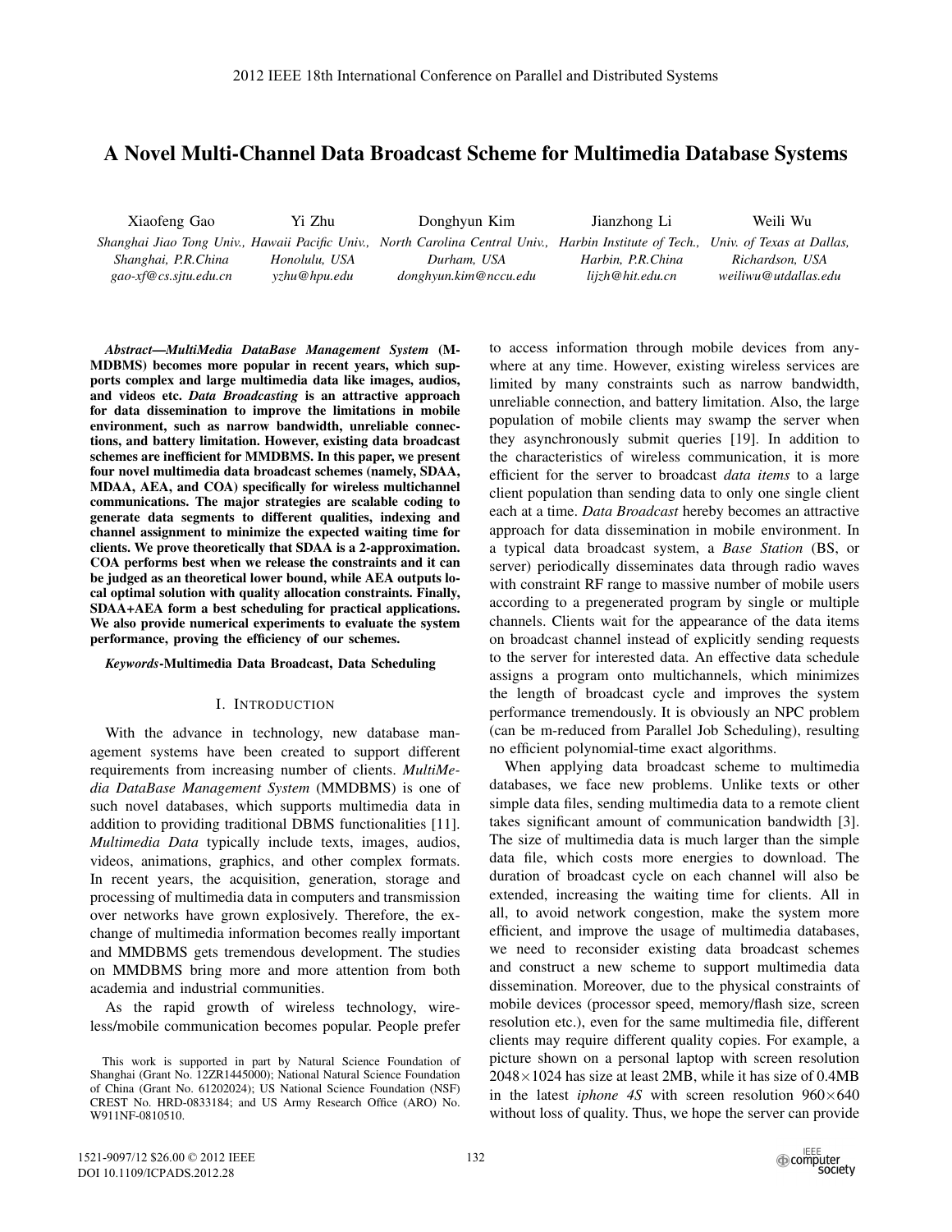# A Novel Multi-Channel Data Broadcast Scheme for Multimedia Database Systems

Xiaofeng Gao
*Shanghai Jiao Tong Univ., Shanghai, P.R.China*
*gao-xf@cs.sjtu.edu.cn*

Yi Zhu
*Hawaii Pacific Univ., Honolulu, USA*
*yzhu@hpu.edu*

Donghyun Kim
*North Carolina Central Univ., Durham, USA*
*donghyun.kim@nccu.edu*

Jianzhong Li
*Harbin Institute of Tech., Harbin, P.R.China*
*lijzh@hit.edu.cn*

Weili Wu
*Univ. of Texas at Dallas, Richardson, USA*
*weiliwu@utdallas.edu*

***Abstract*—*MultiMedia DataBase Management System* (MMDBMS) becomes more popular in recent years, which supports complex and large multimedia data like images, audios, and videos etc. *Data Broadcasting* is an attractive approach for data dissemination to improve the limitations in mobile environment, such as narrow bandwidth, unreliable connections, and battery limitation. However, existing data broadcast schemes are inefficient for MMDBMS. In this paper, we present four novel multimedia data broadcast schemes (namely, SDAA, MDAA, AEA, and COA) specifically for wireless multichannel communications. The major strategies are scalable coding to generate data segments to different qualities, indexing and channel assignment to minimize the expected waiting time for clients. We prove theoretically that SDAA is a 2-approximation. COA performs best when we release the constraints and it can be judged as an theoretical lower bound, while AEA outputs local optimal solution with quality allocation constraints. Finally, SDAA+AEA form a best scheduling for practical applications. We also provide numerical experiments to evaluate the system performance, proving the efficiency of our schemes.**

***Keywords*-Multimedia Data Broadcast, Data Scheduling**

## I. Introduction

With the advance in technology, new database management systems have been created to support different requirements from increasing number of clients. *MultiMedia DataBase Management System* (MMDBMS) is one of such novel databases, which supports multimedia data in addition to providing traditional DBMS functionalities [11]. *Multimedia Data* typically include texts, images, audios, videos, animations, graphics, and other complex formats. In recent years, the acquisition, generation, storage and processing of multimedia data in computers and transmission over networks have grown explosively. Therefore, the exchange of multimedia information becomes really important and MMDBMS gets tremendous development. The studies on MMDBMS bring more and more attention from both academia and industrial communities.

As the rapid growth of wireless technology, wireless/mobile communication becomes popular. People prefer to access information through mobile devices from anywhere at any time. However, existing wireless services are limited by many constraints such as narrow bandwidth, unreliable connection, and battery limitation. Also, the large population of mobile clients may swamp the server when they asynchronously submit queries [19]. In addition to the characteristics of wireless communication, it is more efficient for the server to broadcast *data items* to a large client population than sending data to only one single client each at a time. *Data Broadcast* hereby becomes an attractive approach for data dissemination in mobile environment. In a typical data broadcast system, a *Base Station* (BS, or server) periodically disseminates data through radio waves with constraint RF range to massive number of mobile users according to a pregenerated program by single or multiple channels. Clients wait for the appearance of the data items on broadcast channel instead of explicitly sending requests to the server for interested data. An effective data schedule assigns a program onto multichannels, which minimizes the length of broadcast cycle and improves the system performance tremendously. It is obviously an NPC problem (can be m-reduced from Parallel Job Scheduling), resulting no efficient polynomial-time exact algorithms.

When applying data broadcast scheme to multimedia databases, we face new problems. Unlike texts or other simple data files, sending multimedia data to a remote client takes significant amount of communication bandwidth [3]. The size of multimedia data is much larger than the simple data file, which costs more energies to download. The duration of broadcast cycle on each channel will also be extended, increasing the waiting time for clients. All in all, to avoid network congestion, make the system more efficient, and improve the usage of multimedia databases, we need to reconsider existing data broadcast schemes and construct a new scheme to support multimedia data dissemination. Moreover, due to the physical constraints of mobile devices (processor speed, memory/flash size, screen resolution etc.), even for the same multimedia file, different clients may require different quality copies. For example, a picture shown on a personal laptop with screen resolution $2048\times1024$ has size at least 2MB, while it has size of 0.4MB in the latest *iphone 4S* with screen resolution $960\times640$ without loss of quality. Thus, we hope the server can provide

This work is supported in part by Natural Science Foundation of Shanghai (Grant No. 12ZR1445000); National Natural Science Foundation of China (Grant No. 61202024); US National Science Foundation (NSF) CREST No. HRD-0833184; and US Army Research Office (ARO) No. W911NF-0810510.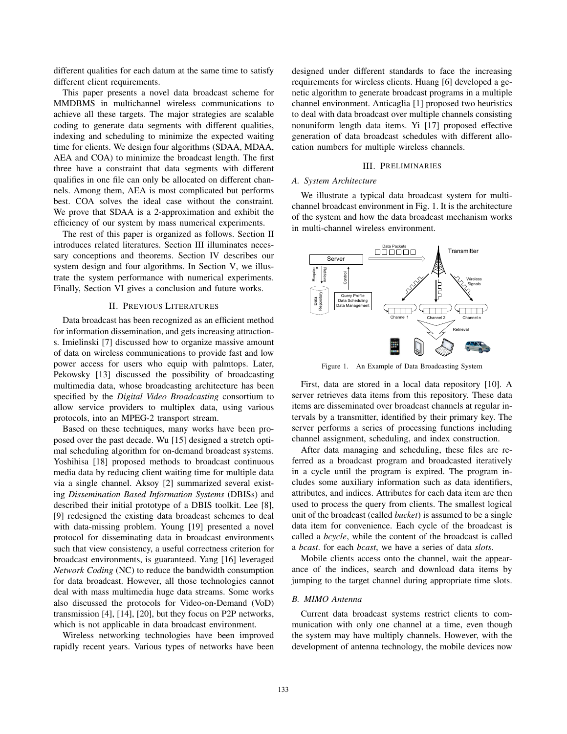different qualities for each datum at the same time to satisfy different client requirements.

This paper presents a novel data broadcast scheme for MMDBMS in multichannel wireless communications to achieve all these targets. The major strategies are scalable coding to generate data segments with different qualities, indexing and scheduling to minimize the expected waiting time for clients. We design four algorithms (SDAA, MDAA, AEA and COA) to minimize the broadcast length. The first three have a constraint that data segments with different qualifies in one file can only be allocated on different channels. Among them, AEA is most complicated but performs best. COA solves the ideal case without the constraint. We prove that SDAA is a 2-approximation and exhibit the efficiency of our system by mass numerical experiments.

The rest of this paper is organized as follows. Section II introduces related literatures. Section III illuminates necessary conceptions and theorems. Section IV describes our system design and four algorithms. In Section V, we illustrate the system performance with numerical experiments. Finally, Section VI gives a conclusion and future works.

## II. Previous Literatures

Data broadcast has been recognized as an efficient method for information dissemination, and gets increasing attractions. Imielinski [7] discussed how to organize massive amount of data on wireless communications to provide fast and low power access for users who equip with palmtops. Later, Pekowsky [13] discussed the possibility of broadcasting multimedia data, whose broadcasting architecture has been specified by the *Digital Video Broadcasting* consortium to allow service providers to multiplex data, using various protocols, into an MPEG-2 transport stream.

Based on these techniques, many works have been proposed over the past decade. Wu [15] designed a stretch optimal scheduling algorithm for on-demand broadcast systems. Yoshihisa [18] proposed methods to broadcast continuous media data by reducing client waiting time for multiple data via a single channel. Aksoy [2] summarized several existing *Dissemination Based Information Systems* (DBISs) and described their initial prototype of a DBIS toolkit. Lee [8], [9] redesigned the existing data broadcast schemes to deal with data-missing problem. Young [19] presented a novel protocol for disseminating data in broadcast environments such that view consistency, a useful correctness criterion for broadcast environments, is guaranteed. Yang [16] leveraged *Network Coding* (NC) to reduce the bandwidth consumption for data broadcast. However, all those technologies cannot deal with mass multimedia huge data streams. Some works also discussed the protocols for Video-on-Demand (VoD) transmission [4], [14], [20], but they focus on P2P networks, which is not applicable in data broadcast environment.

Wireless networking technologies have been improved rapidly recent years. Various types of networks have been designed under different standards to face the increasing requirements for wireless clients. Huang [6] developed a genetic algorithm to generate broadcast programs in a multiple channel environment. Anticaglia [1] proposed two heuristics to deal with data broadcast over multiple channels consisting nonuniform length data items. Yi [17] proposed effective generation of data broadcast schedules with different allocation numbers for multiple wireless channels.

## III. Preliminaries

### A. System Architecture

We illustrate a typical data broadcast system for multichannel broadcast environment in Fig. 1. It is the architecture of the system and how the data broadcast mechanism works in multi-channel wireless environment.

Figure 1. An Example of Data Broadcasting System

First, data are stored in a local data repository [10]. A server retrieves data items from this repository. These data items are disseminated over broadcast channels at regular intervals by a transmitter, identified by their primary key. The server performs a series of processing functions including channel assignment, scheduling, and index construction.

After data managing and scheduling, these files are referred as a broadcast program and broadcasted iteratively in a cycle until the program is expired. The program includes some auxiliary information such as data identifiers, attributes, and indices. Attributes for each data item are then used to process the query from clients. The smallest logical unit of the broadcast (called *bucket*) is assumed to be a single data item for convenience. Each cycle of the broadcast is called a *bcycle*, while the content of the broadcast is called a *bcast*. for each *bcast*, we have a series of data *slots*.

Mobile clients access onto the channel, wait the appearance of the indices, search and download data items by jumping to the target channel during appropriate time slots.

### B. MIMO Antenna

Current data broadcast systems restrict clients to communication with only one channel at a time, even though the system may have multiply channels. However, with the development of antenna technology, the mobile devices now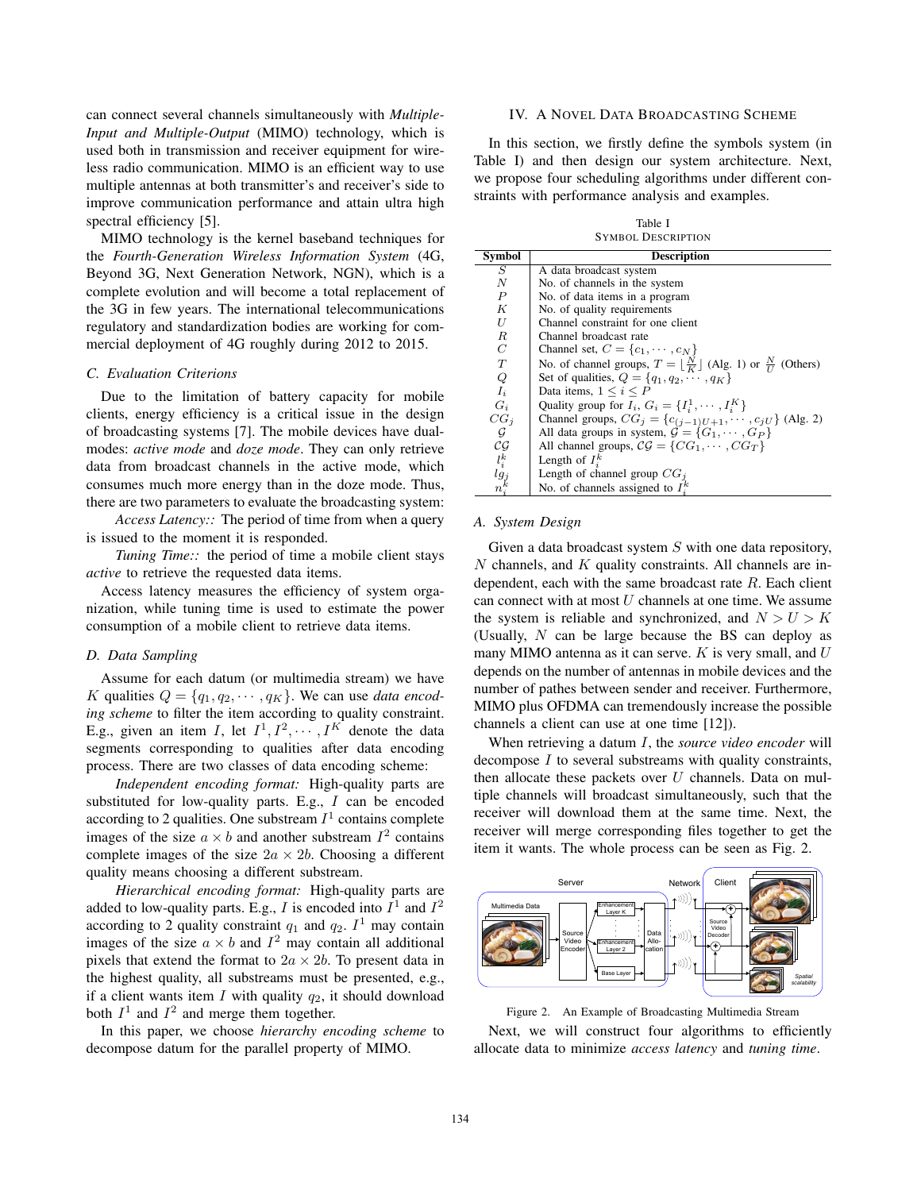can connect several channels simultaneously with *Multiple-Input and Multiple-Output* (MIMO) technology, which is used both in transmission and receiver equipment for wireless radio communication. MIMO is an efficient way to use multiple antennas at both transmitter's and receiver's side to improve communication performance and attain ultra high spectral efficiency [5].

MIMO technology is the kernel baseband techniques for the *Fourth-Generation Wireless Information System* (4G, Beyond 3G, Next Generation Network, NGN), which is a complete evolution and will become a total replacement of the 3G in few years. The international telecommunications regulatory and standardization bodies are working for commercial deployment of 4G roughly during 2012 to 2015.

### C. Evaluation Criterions

Due to the limitation of battery capacity for mobile clients, energy efficiency is a critical issue in the design of broadcasting systems [7]. The mobile devices have dual-modes: *active mode* and *doze mode*. They can only retrieve data from broadcast channels in the active mode, which consumes much more energy than in the doze mode. Thus, there are two parameters to evaluate the broadcasting system:

*Access Latency::* The period of time from when a query is issued to the moment it is responded.

*Tuning Time::* the period of time a mobile client stays *active* to retrieve the requested data items.

Access latency measures the efficiency of system organization, while tuning time is used to estimate the power consumption of a mobile client to retrieve data items.

### D. Data Sampling

Assume for each datum (or multimedia stream) we have $K$ qualities $Q = \{q_1, q_2, \cdots, q_K\}$. We can use *data encoding scheme* to filter the item according to quality constraint. E.g., given an item $I$, let $I^1, I^2, \cdots, I^K$ denote the data segments corresponding to qualities after data encoding process. There are two classes of data encoding scheme:

*Independent encoding format:* High-quality parts are substituted for low-quality parts. E.g., $I$ can be encoded according to 2 qualities. One substream $I^1$ contains complete images of the size $a \times b$ and another substream $I^2$ contains complete images of the size $2a \times 2b$. Choosing a different quality means choosing a different substream.

*Hierarchical encoding format:* High-quality parts are added to low-quality parts. E.g., $I$ is encoded into $I^1$ and $I^2$ according to 2 quality constraint $q_1$ and $q_2$. $I^1$ may contain images of the size $a \times b$ and $I^2$ may contain all additional pixels that extend the format to $2a \times 2b$. To present data in the highest quality, all substreams must be presented, e.g., if a client wants item $I$ with quality $q_2$, it should download both $I^1$ and $I^2$ and merge them together.

In this paper, we choose *hierarchy encoding scheme* to decompose datum for the parallel property of MIMO.

## IV. A Novel Data Broadcasting Scheme

In this section, we firstly define the symbols system (in Table I) and then design our system architecture. Next, we propose four scheduling algorithms under different constraints with performance analysis and examples.

Table I
Symbol Description

| Symbol | Description |
|---|---|
| $S$ | A data broadcast system |
| $N$ | No. of channels in the system |
| $P$ | No. of data items in a program |
| $K$ | No. of quality requirements |
| $U$ | Channel constraint for one client |
| $R$ | Channel broadcast rate |
| $C$ | Channel set, $C = \{c_1, \cdots, c_N\}$ |
| $T$ | No. of channel groups, $T = \lfloor \frac{N}{K} \rfloor$ (Alg. 1) or $\frac{N}{U}$ (Others) |
| $Q$ | Set of qualities, $Q = \{q_1, q_2, \cdots, q_K\}$ |
| $I_i$ | Data items, $1 \leq i \leq P$ |
| $G_i$ | Quality group for $I_i$, $G_i = \{I_i^1, \cdots, I_i^K\}$ |
| $CG_j$ | Channel groups, $CG_j = \{c_{(j-1)U+1}, \cdots, c_{jU}\}$ (Alg. 2) |
| $\mathcal{G}$ | All data groups in system, $\mathcal{G} = \{G_1, \cdots, G_P\}$ |
| $\mathcal{CG}$ | All channel groups, $\mathcal{CG} = \{CG_1, \cdots, CG_T\}$ |
| $l_i^k$ | Length of $I_i^k$ |
| $lg_j$ | Length of channel group $CG_j$ |
| $n_i^k$ | No. of channels assigned to $I_i^k$ |

### A. System Design

Given a data broadcast system $S$ with one data repository, $N$ channels, and $K$ quality constraints. All channels are independent, each with the same broadcast rate $R$. Each client can connect with at most $U$ channels at one time. We assume the system is reliable and synchronized, and $N > U > K$ (Usually, $N$ can be large because the BS can deploy as many MIMO antenna as it can serve. $K$ is very small, and $U$ depends on the number of antennas in mobile devices and the number of pathes between sender and receiver. Furthermore, MIMO plus OFDMA can tremendously increase the possible channels a client can use at one time [12]).

When retrieving a datum $I$, the *source video encoder* will decompose $I$ to several substreams with quality constraints, then allocate these packets over $U$ channels. Data on multiple channels will broadcast simultaneously, such that the receiver will download them at the same time. Next, the receiver will merge corresponding files together to get the item it wants. The whole process can be seen as Fig. 2.

Figure 2. An Example of Broadcasting Multimedia Stream

Next, we will construct four algorithms to efficiently allocate data to minimize *access latency* and *tuning time*.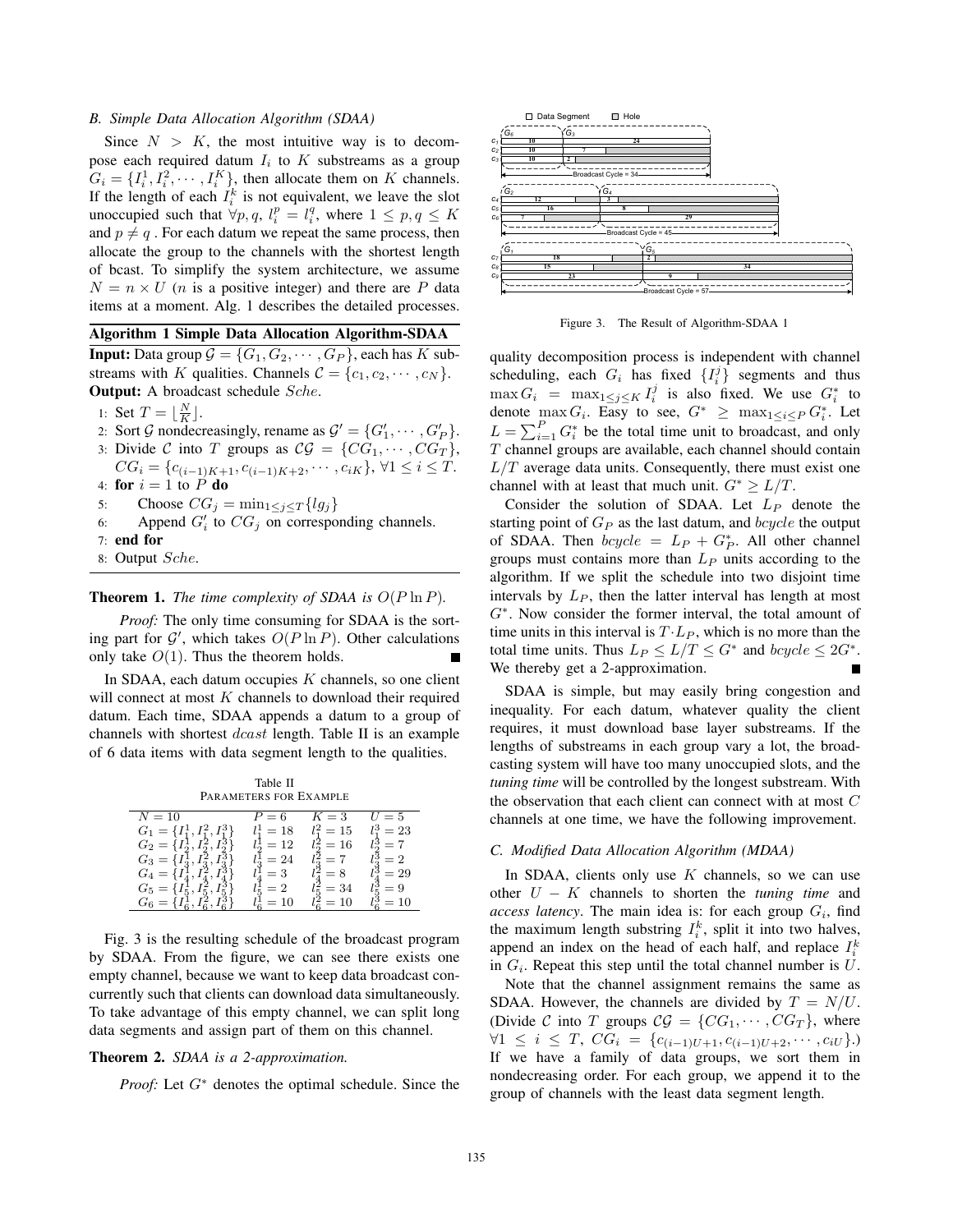### B. Simple Data Allocation Algorithm (SDAA)

Since $N > K$, the most intuitive way is to decompose each required datum $I_i$ to $K$ substreams as a group $G_i = \{I_i^1, I_i^2, \cdots, I_i^K\}$, then allocate them on $K$ channels. If the length of each $I_i^k$ is not equivalent, we leave the slot unoccupied such that $\forall p, q,\ l_i^p = l_i^q$, where $1 \leq p, q \leq K$ and $p \neq q$ . For each datum we repeat the same process, then allocate the group to the channels with the shortest length of bcast. To simplify the system architecture, we assume $N = n \times U$ ($n$ is a positive integer) and there are $P$ data items at a moment. Alg. 1 describes the detailed processes.

**Algorithm 1 Simple Data Allocation Algorithm-SDAA**

**Input:** Data group $\mathcal{G} = \{G_1, G_2, \cdots, G_P\}$, each has $K$ substreams with $K$ qualities. Channels $\mathcal{C} = \{c_1, c_2, \cdots, c_N\}$.
**Output:** A broadcast schedule $Sche$.

1: Set $T = \lfloor \frac{N}{K} \rfloor$.
2: Sort $\mathcal{G}$ nondecreasingly, rename as $\mathcal{G}' = \{G_1', \cdots, G_P'\}$.
3: Divide $\mathcal{C}$ into $T$ groups as $\mathcal{CG} = \{CG_1, \cdots, CG_T\}$, $CG_i = \{c_{(i-1)K+1}, c_{(i-1)K+2}, \cdots, c_{iK}\}$, $\forall 1 \leq i \leq T$.
4: **for** $i = 1$ to $P$ **do**
5: Choose $CG_j = \min_{1 \leq j \leq T}\{lg_j\}$
6: Append $G_i'$ to $CG_j$ on corresponding channels.
7: **end for**
8: Output $Sche$.

**Theorem 1.** *The time complexity of SDAA is $O(P \ln P)$.*

*Proof:* The only time consuming for SDAA is the sorting part for $\mathcal{G}'$, which takes $O(P \ln P)$. Other calculations only take $O(1)$. Thus the theorem holds. ∎

In SDAA, each datum occupies $K$ channels, so one client will connect at most $K$ channels to download their required datum. Each time, SDAA appends a datum to a group of channels with shortest $dcast$ length. Table II is an example of 6 data items with data segment length to the qualities.

Table II
PARAMETERS FOR EXAMPLE

| $N = 10$ | $P = 6$ | $K = 3$ | $U = 5$ |
|---|---|---|---|
| $G_1 = \{I_1^1, I_1^2, I_1^3\}$ | $l_1^1 = 18$ | $l_1^2 = 15$ | $l_1^3 = 23$ |
| $G_2 = \{I_2^1, I_2^2, I_2^3\}$ | $l_2^1 = 12$ | $l_2^2 = 16$ | $l_2^3 = 7$ |
| $G_3 = \{I_3^1, I_3^2, I_3^3\}$ | $l_3^1 = 24$ | $l_3^2 = 7$ | $l_3^3 = 2$ |
| $G_4 = \{I_4^1, I_4^2, I_4^3\}$ | $l_4^1 = 3$ | $l_4^2 = 8$ | $l_4^3 = 29$ |
| $G_5 = \{I_5^1, I_5^2, I_5^3\}$ | $l_5^1 = 2$ | $l_5^2 = 34$ | $l_5^3 = 9$ |
| $G_6 = \{I_6^1, I_6^2, I_6^3\}$ | $l_6^1 = 10$ | $l_6^2 = 10$ | $l_6^3 = 10$ |

Fig. 3 is the resulting schedule of the broadcast program by SDAA. From the figure, we can see there exists one empty channel, because we want to keep data broadcast concurrently such that clients can download data simultaneously. To take advantage of this empty channel, we can split long data segments and assign part of them on this channel.

**Theorem 2.** *SDAA is a 2-approximation.*

*Proof:* Let $G^*$ denotes the optimal schedule. Since the quality decomposition process is independent with channel scheduling, each $G_i$ has fixed $\{I_i^j\}$ segments and thus $\max G_i = \max_{1 \leq j \leq K} I_i^j$ is also fixed. We use $G_i^*$ to denote $\max G_i$. Easy to see, $G^* \geq \max_{1 \leq i \leq P} G_i^*$. Let $L = \sum_{i=1}^{P} G_i^*$ be the total time unit to broadcast, and only $T$ channel groups are available, each channel should contain $L/T$ average data units. Consequently, there must exist one channel with at least that much unit. $G^* \geq L/T$.

Consider the solution of SDAA. Let $L_P$ denote the starting point of $G_P$ as the last datum, and $bcycle$ the output of SDAA. Then $bcycle = L_P + G_P^*$. All other channel groups must contains more than $L_P$ units according to the algorithm. If we split the schedule into two disjoint time intervals by $L_P$, then the latter interval has length at most $G^*$. Now consider the former interval, the total amount of time units in this interval is $T \cdot L_P$, which is no more than the total time units. Thus $L_P \leq L/T \leq G^*$ and $bcycle \leq 2G^*$. We thereby get a 2-approximation. ∎

Figure 3. The Result of Algorithm-SDAA 1

SDAA is simple, but may easily bring congestion and inequality. For each datum, whatever quality the client requires, it must download base layer substreams. If the lengths of substreams in each group vary a lot, the broadcasting system will have too many unoccupied slots, and the *tuning time* will be controlled by the longest substream. With the observation that each client can connect with at most $C$ channels at one time, we have the following improvement.

### C. Modified Data Allocation Algorithm (MDAA)

In SDAA, clients only use $K$ channels, so we can use other $U - K$ channels to shorten the *tuning time* and *access latency*. The main idea is: for each group $G_i$, find the maximum length substring $I_i^k$, split it into two halves, append an index on the head of each half, and replace $I_i^k$ in $G_i$. Repeat this step until the total channel number is $U$.

Note that the channel assignment remains the same as SDAA. However, the channels are divided by $T = N/U$. (Divide $\mathcal{C}$ into $T$ groups $\mathcal{CG} = \{CG_1, \cdots, CG_T\}$, where $\forall 1 \leq i \leq T$, $CG_i = \{c_{(i-1)U+1}, c_{(i-1)U+2}, \cdots, c_{iU}\}$.) If we have a family of data groups, we sort them in nondecreasing order. For each group, we append it to the group of channels with the least data segment length.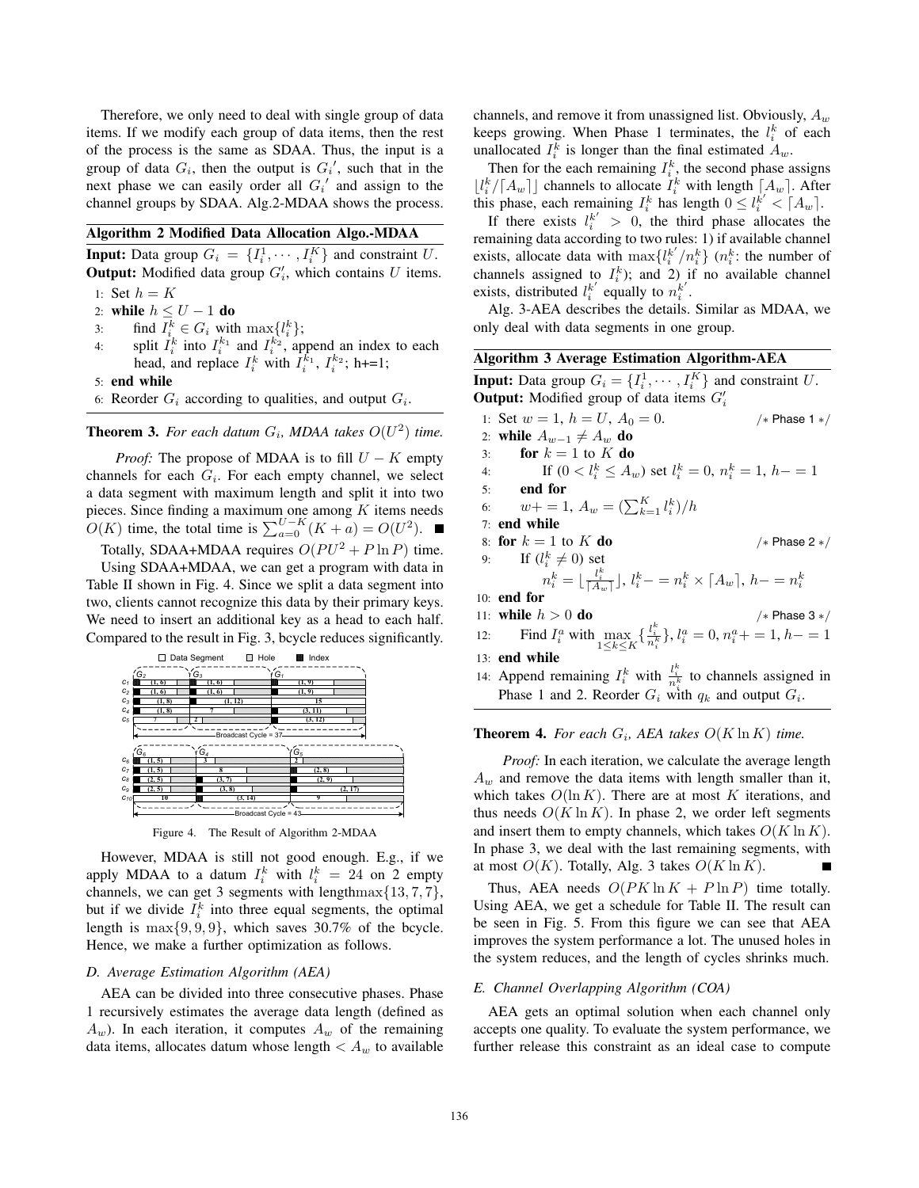Therefore, we only need to deal with single group of data items. If we modify each group of data items, then the rest of the process is the same as SDAA. Thus, the input is a group of data $G_i$, then the output is $G_i'$, such that in the next phase we can easily order all $G_i'$ and assign to the channel groups by SDAA. Alg.2-MDAA shows the process.

**Algorithm 2** Modified Data Allocation Algo.-MDAA

**Input:** Data group $G_i = \{I_i^1, \cdots, I_i^K\}$ and constraint $U$.
**Output:** Modified data group $G_i'$, which contains $U$ items.

1: Set $h = K$
2: **while** $h \leq U - 1$ **do**
3: find $I_i^k \in G_i$ with $\max\{l_i^k\}$;
4: split $I_i^k$ into $I_i^{k_1}$ and $I_i^{k_2}$, append an index to each head, and replace $I_i^k$ with $I_i^{k_1}$, $I_i^{k_2}$; h+=1;
5: **end while**
6: Reorder $G_i$ according to qualities, and output $G_i$.

**Theorem 3.** *For each datum $G_i$, MDAA takes $O(U^2)$ time.*

*Proof:* The propose of MDAA is to fill $U - K$ empty channels for each $G_i$. For each empty channel, we select a data segment with maximum length and split it into two pieces. Since finding a maximum one among $K$ items needs $O(K)$ time, the total time is $\sum_{a=0}^{U-K}(K + a) = O(U^2)$. ∎

Totally, SDAA+MDAA requires $O(PU^2 + P \ln P)$ time.

Using SDAA+MDAA, we can get a program with data in Table II shown in Fig. 4. Since we split a data segment into two, clients cannot recognize this data by their primary keys. We need to insert an additional key as a head to each half. Compared to the result in Fig. 3, bcycle reduces significantly.

Figure 4. The Result of Algorithm 2-MDAA

However, MDAA is still not good enough. E.g., if we apply MDAA to a datum $I_i^k$ with $l_i^k = 24$ on 2 empty channels, we can get 3 segments with length$\max\{13, 7, 7\}$, but if we divide $I_i^k$ into three equal segments, the optimal length is $\max\{9, 9, 9\}$, which saves 30.7% of the bcycle. Hence, we make a further optimization as follows.

### D. Average Estimation Algorithm (AEA)

AEA can be divided into three consecutive phases. Phase 1 recursively estimates the average data length (defined as $A_w$). In each iteration, it computes $A_w$ of the remaining data items, allocates datum whose length $< A_w$ to available channels, and remove it from unassigned list. Obviously, $A_w$ keeps growing. When Phase 1 terminates, the $l_i^k$ of each unallocated $I_i^k$ is longer than the final estimated $A_w$.

Then for the each remaining $I_i^k$, the second phase assigns $\lfloor l_i^k / \lceil A_w \rceil \rfloor$ channels to allocate $I_i^k$ with length $\lceil A_w \rceil$. After this phase, each remaining $I_i^k$ has length $0 \leq l_i^{k'} < \lceil A_w \rceil$.

If there exists $l_i^{k'} > 0$, the third phase allocates the remaining data according to two rules: 1) if available channel exists, allocate data with $\max\{l_i^{k'}/n_i^k\}$ ($n_i^k$: the number of channels assigned to $I_i^k$); and 2) if no available channel exists, distributed $l_i^{k'}$ equally to $n_i^{k'}$.

Alg. 3-AEA describes the details. Similar as MDAA, we only deal with data segments in one group.

**Algorithm 3** Average Estimation Algorithm-AEA

**Input:** Data group $G_i = \{I_i^1, \cdots, I_i^K\}$ and constraint $U$.
**Output:** Modified group of data items $G_i'$

1: Set $w = 1$, $h = U$, $A_0 = 0$. /* Phase 1 */
2: **while** $A_{w-1} \neq A_w$ **do**
3: **for** $k = 1$ to $K$ **do**
4: If $(0 < l_i^k \leq A_w)$ set $l_i^k = 0$, $n_i^k = 1$, $h-=1$
5: **end for**
6: $w+=1$, $A_w = (\sum_{k=1}^{K} l_i^k)/h$
7: **end while**
8: **for** $k = 1$ to $K$ **do** /* Phase 2 */
9: If $(l_i^k \neq 0)$ set $n_i^k = \lfloor \frac{l_i^k}{\lceil A_w \rceil} \rfloor$, $l_i^k -= n_i^k \times \lceil A_w \rceil$, $h -= n_i^k$
10: **end for**
11: **while** $h > 0$ **do** /* Phase 3 */
12: Find $I_i^a$ with $\max_{1 \leq k \leq K}\{\frac{l_i^k}{n_i^k}\}$, $l_i^a = 0$, $n_i^a += 1$, $h -= 1$
13: **end while**
14: Append remaining $I_i^k$ with $\frac{l_i^k}{n_i^k}$ to channels assigned in Phase 1 and 2. Reorder $G_i$ with $q_k$ and output $G_i$.

**Theorem 4.** *For each $G_i$, AEA takes $O(K \ln K)$ time.*

*Proof:* In each iteration, we calculate the average length $A_w$ and remove the data items with length smaller than it, which takes $O(\ln K)$. There are at most $K$ iterations, and thus needs $O(K \ln K)$. In phase 2, we order left segments and insert them to empty channels, which takes $O(K \ln K)$. In phase 3, we deal with the last remaining segments, with at most $O(K)$. Totally, Alg. 3 takes $O(K \ln K)$. ∎

Thus, AEA needs $O(PK \ln K + P \ln P)$ time totally. Using AEA, we get a schedule for Table II. The result can be seen in Fig. 5. From this figure we can see that AEA improves the system performance a lot. The unused holes in the system reduces, and the length of cycles shrinks much.

### E. Channel Overlapping Algorithm (COA)

AEA gets an optimal solution when each channel only accepts one quality. To evaluate the system performance, we further release this constraint as an ideal case to compute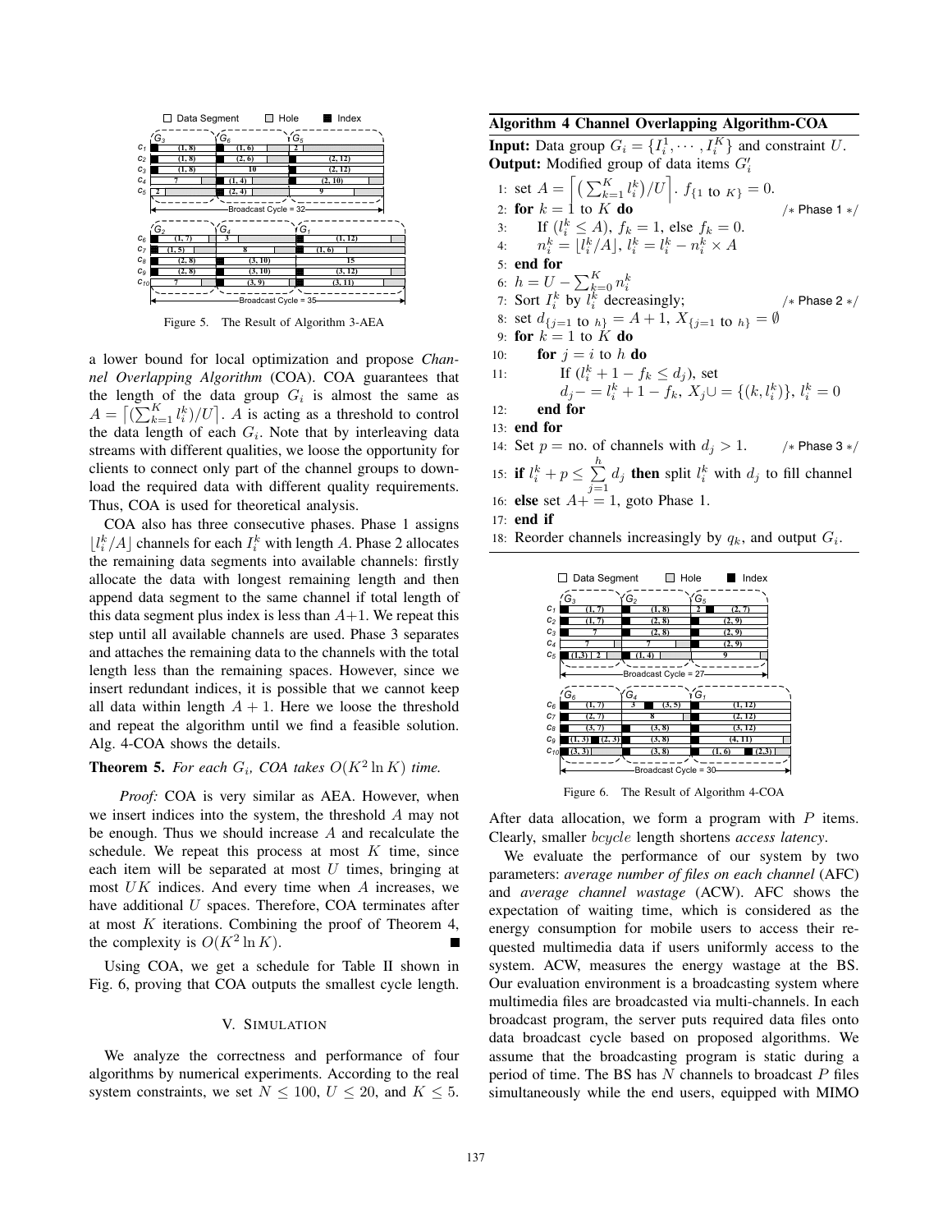Figure 5. The Result of Algorithm 3-AEA

a lower bound for local optimization and propose *Channel Overlapping Algorithm* (COA). COA guarantees that the length of the data group $G_i$ is almost the same as $A = \lceil (\sum_{k=1}^{K} l_i^k)/U \rceil$. $A$ is acting as a threshold to control the data length of each $G_i$. Note that by interleaving data streams with different qualities, we loose the opportunity for clients to connect only part of the channel groups to download the required data with different quality requirements. Thus, COA is used for theoretical analysis.

COA also has three consecutive phases. Phase 1 assigns $\lfloor l_i^k/A \rfloor$ channels for each $I_i^k$ with length $A$. Phase 2 allocates the remaining data segments into available channels: firstly allocate the data with longest remaining length and then append data segment to the same channel if total length of this data segment plus index is less than $A+1$. We repeat this step until all available channels are used. Phase 3 separates and attaches the remaining data to the channels with the total length less than the remaining spaces. However, since we insert redundant indices, it is possible that we cannot keep all data within length $A+1$. Here we loose the threshold and repeat the algorithm until we find a feasible solution. Alg. 4-COA shows the details.

**Theorem 5.** *For each $G_i$, COA takes $O(K^2 \ln K)$ time.*

*Proof:* COA is very similar as AEA. However, when we insert indices into the system, the threshold $A$ may not be enough. Thus we should increase $A$ and recalculate the schedule. We repeat this process at most $K$ time, since each item will be separated at most $U$ times, bringing at most $UK$ indices. And every time when $A$ increases, we have additional $U$ spaces. Therefore, COA terminates after at most $K$ iterations. Combining the proof of Theorem 4, the complexity is $O(K^2 \ln K)$. ■

Using COA, we get a schedule for Table II shown in Fig. 6, proving that COA outputs the smallest cycle length.

**Algorithm 4 Channel Overlapping Algorithm-COA**

**Input:** Data group $G_i = \{I_i^1, \cdots, I_i^K\}$ and constraint $U$.
**Output:** Modified group of data items $G_i'$

```
1:  set A = ⌈(Σ_{k=1}^{K} l_i^k)/U⌉. f_{1 to K} = 0.
2:  for k = 1 to K do                                   /* Phase 1 */
3:      If (l_i^k ≤ A), f_k = 1, else f_k = 0.
4:      n_i^k = ⌊l_i^k/A⌋, l_i^k = l_i^k − n_i^k × A
5:  end for
6:  h = U − Σ_{k=0}^{K} n_i^k
7:  Sort I_i^k by l_i^k decreasingly;                   /* Phase 2 */
8:  set d_{j=1 to h} = A + 1, X_{j=1 to h} = ∅
9:  for k = 1 to K do
10:     for j = i to h do
11:         If (l_i^k + 1 − f_k ≤ d_j), set
              d_j −= l_i^k + 1 − f_k, X_j ∪= {(k, l_i^k)}, l_i^k = 0
12:     end for
13: end for
14: Set p = no. of channels with d_j > 1.               /* Phase 3 */
15: if l_i^k + p ≤ Σ_{j=1}^{h} d_j then split l_i^k with d_j to fill channel
16: else set A += 1, goto Phase 1.
17: end if
18: Reorder channels increasingly by q_k, and output G_i.
```

Figure 6. The Result of Algorithm 4-COA

After data allocation, we form a program with $P$ items. Clearly, smaller $bcycle$ length shortens *access latency*.

## V. Simulation

We analyze the correctness and performance of four algorithms by numerical experiments. According to the real system constraints, we set $N \leq 100$, $U \leq 20$, and $K \leq 5$. We evaluate the performance of our system by two parameters: *average number of files on each channel* (AFC) and *average channel wastage* (ACW). AFC shows the expectation of waiting time, which is considered as the energy consumption for mobile users to access their requested multimedia data if users uniformly access to the system. ACW, measures the energy wastage at the BS. Our evaluation environment is a broadcasting system where multimedia files are broadcasted via multi-channels. In each broadcast program, the server puts required data files onto data broadcast cycle based on proposed algorithms. We assume that the broadcasting program is static during a period of time. The BS has $N$ channels to broadcast $P$ files simultaneously while the end users, equipped with MIMO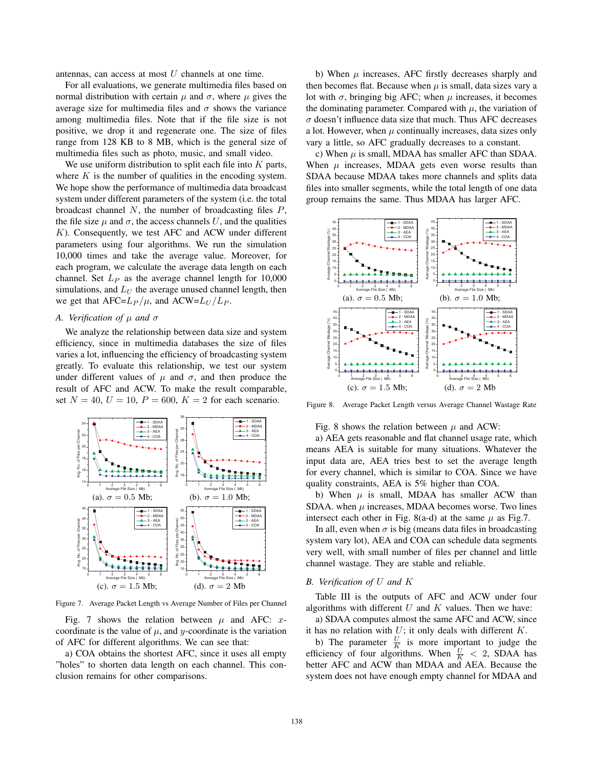antennas, can access at most $U$ channels at one time.

For all evaluations, we generate multimedia files based on normal distribution with certain $\mu$ and $\sigma$, where $\mu$ gives the average size for multimedia files and $\sigma$ shows the variance among multimedia files. Note that if the file size is not positive, we drop it and regenerate one. The size of files range from 128 KB to 8 MB, which is the general size of multimedia files such as photo, music, and small video.

We use uniform distribution to split each file into $K$ parts, where $K$ is the number of qualities in the encoding system. We hope show the performance of multimedia data broadcast system under different parameters of the system (i.e. the total broadcast channel $N$, the number of broadcasting files $P$, the file size $\mu$ and $\sigma$, the access channels $U$, and the qualities $K$). Consequently, we test AFC and ACW under different parameters using four algorithms. We run the simulation 10,000 times and take the average value. Moreover, for each program, we calculate the average data length on each channel. Set $L_P$ as the average channel length for 10,000 simulations, and $L_U$ the average unused channel length, then we get that AFC=$L_P/\mu$, and ACW=$L_U/L_P$.

### A. Verification of $\mu$ and $\sigma$

We analyze the relationship between data size and system efficiency, since in multimedia databases the size of files varies a lot, influencing the efficiency of broadcasting system greatly. To evaluate this relationship, we test our system under different values of $\mu$ and $\sigma$, and then produce the result of AFC and ACW. To make the result comparable, set $N = 40$, $U = 10$, $P = 600$, $K = 2$ for each scenario.

(a). $\sigma = 0.5$ Mb; (b). $\sigma = 1.0$ Mb; (c). $\sigma = 1.5$ Mb; (d). $\sigma = 2$ Mb

Figure 7. Average Packet Length vs Average Number of Files per Channel

Fig. 7 shows the relation between $\mu$ and AFC: $x$-coordinate is the value of $\mu$, and $y$-coordinate is the variation of AFC for different algorithms. We can see that:

a) COA obtains the shortest AFC, since it uses all empty "holes" to shorten data length on each channel. This conclusion remains for other comparisons.

b) When $\mu$ increases, AFC firstly decreases sharply and then becomes flat. Because when $\mu$ is small, data sizes vary a lot with $\sigma$, bringing big AFC; when $\mu$ increases, it becomes the dominating parameter. Compared with $\mu$, the variation of $\sigma$ doesn't influence data size that much. Thus AFC decreases a lot. However, when $\mu$ continually increases, data sizes only vary a little, so AFC gradually decreases to a constant.

c) When $\mu$ is small, MDAA has smaller AFC than SDAA. When $\mu$ increases, MDAA gets even worse results than SDAA because MDAA takes more channels and splits data files into smaller segments, while the total length of one data group remains the same. Thus MDAA has larger AFC.

(a). $\sigma = 0.5$ Mb; (b). $\sigma = 1.0$ Mb; (c). $\sigma = 1.5$ Mb; (d). $\sigma = 2$ Mb

Figure 8. Average Packet Length versus Average Channel Wastage Rate

Fig. 8 shows the relation between $\mu$ and ACW:

a) AEA gets reasonable and flat channel usage rate, which means AEA is suitable for many situations. Whatever the input data are, AEA tries best to set the average length for every channel, which is similar to COA. Since we have quality constraints, AEA is 5% higher than COA.

b) When $\mu$ is small, MDAA has smaller ACW than SDAA. when $\mu$ increases, MDAA becomes worse. Two lines intersect each other in Fig. 8(a-d) at the same $\mu$ as Fig.7.

In all, even when $\sigma$ is big (means data files in broadcasting system vary lot), AEA and COA can schedule data segments very well, with small number of files per channel and little channel wastage. They are stable and reliable.

### B. Verification of $U$ and $K$

Table III is the outputs of AFC and ACW under four algorithms with different $U$ and $K$ values. Then we have:

a) SDAA computes almost the same AFC and ACW, since it has no relation with $U$; it only deals with different $K$.

b) The parameter $\frac{U}{K}$ is more important to judge the efficiency of four algorithms. When $\frac{U}{K} < 2$, SDAA has better AFC and ACW than MDAA and AEA. Because the system does not have enough empty channel for MDAA and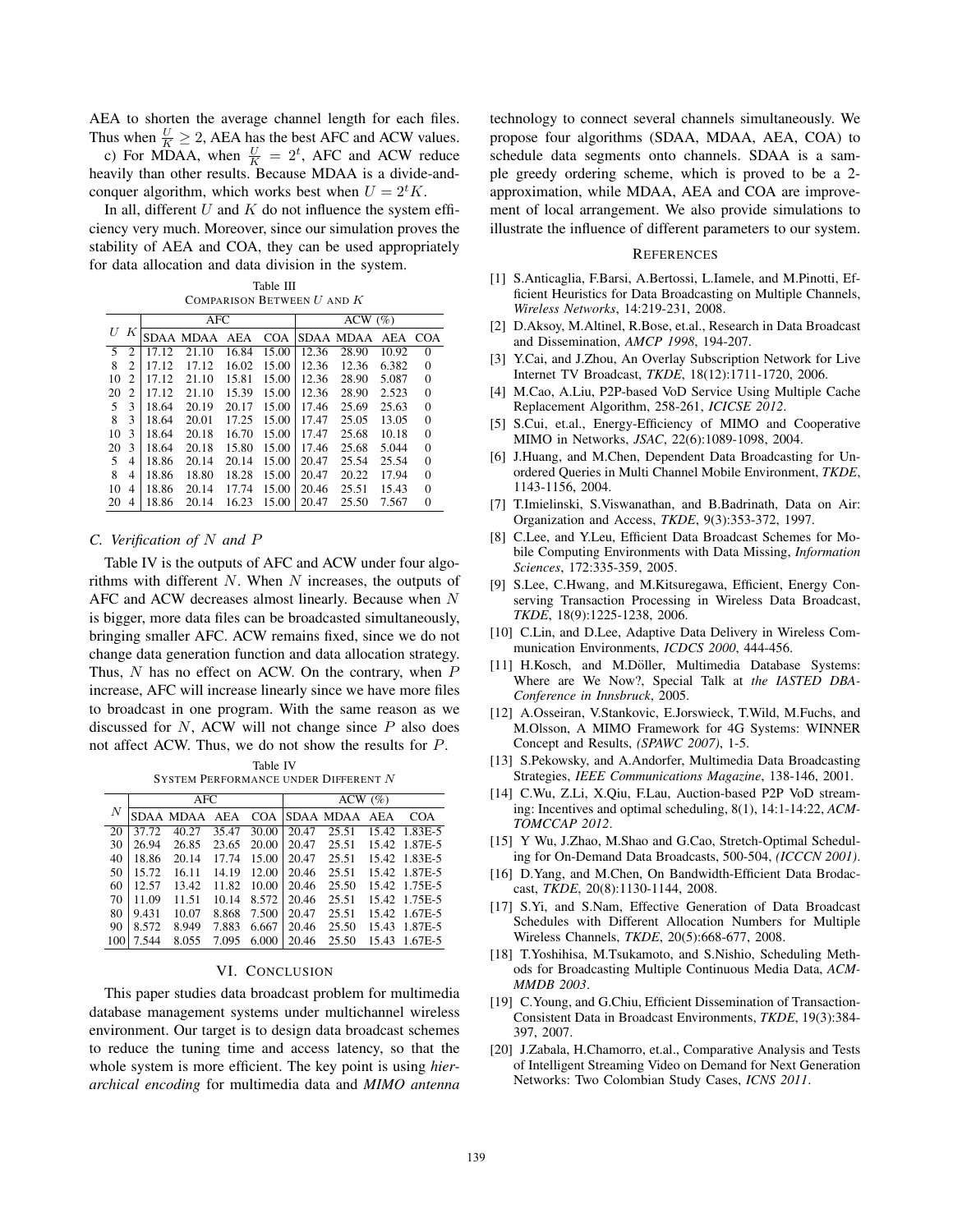AEA to shorten the average channel length for each files. Thus when $\frac{U}{K} \geq 2$, AEA has the best AFC and ACW values.

c) For MDAA, when $\frac{U}{K} = 2^t$, AFC and ACW reduce heavily than other results. Because MDAA is a divide-and-conquer algorithm, which works best when $U = 2^t K$.

In all, different $U$ and $K$ do not influence the system efficiency very much. Moreover, since our simulation proves the stability of AEA and COA, they can be used appropriately for data allocation and data division in the system.

Table III
COMPARISON BETWEEN $U$ AND $K$

| $U$ | $K$ | AFC | | | | ACW (%) | | | |
|---|---|---|---|---|---|---|---|---|---|
| | | SDAA | MDAA | AEA | COA | SDAA | MDAA | AEA | COA |
| 5 | 2 | 17.12 | 21.10 | 16.84 | 15.00 | 12.36 | 28.90 | 10.92 | 0 |
| 8 | 2 | 17.12 | 17.12 | 16.02 | 15.00 | 12.36 | 12.36 | 6.382 | 0 |
| 10 | 2 | 17.12 | 21.10 | 15.81 | 15.00 | 12.36 | 28.90 | 5.087 | 0 |
| 20 | 2 | 17.12 | 21.10 | 15.39 | 15.00 | 12.36 | 28.90 | 2.523 | 0 |
| 5 | 3 | 18.64 | 20.19 | 20.17 | 15.00 | 17.46 | 25.69 | 25.63 | 0 |
| 8 | 3 | 18.64 | 20.01 | 17.25 | 15.00 | 17.47 | 25.05 | 13.05 | 0 |
| 10 | 3 | 18.64 | 20.18 | 16.70 | 15.00 | 17.47 | 25.68 | 10.18 | 0 |
| 20 | 3 | 18.64 | 20.18 | 15.80 | 15.00 | 17.46 | 25.68 | 5.044 | 0 |
| 5 | 4 | 18.86 | 20.14 | 20.14 | 15.00 | 20.47 | 25.54 | 25.54 | 0 |
| 8 | 4 | 18.86 | 18.80 | 18.28 | 15.00 | 20.47 | 20.22 | 17.94 | 0 |
| 10 | 4 | 18.86 | 20.14 | 17.74 | 15.00 | 20.46 | 25.51 | 15.43 | 0 |
| 20 | 4 | 18.86 | 20.14 | 16.23 | 15.00 | 20.47 | 25.50 | 7.567 | 0 |

### C. Verification of $N$ and $P$

Table IV is the outputs of AFC and ACW under four algorithms with different $N$. When $N$ increases, the outputs of AFC and ACW decreases almost linearly. Because when $N$ is bigger, more data files can be broadcasted simultaneously, bringing smaller AFC. ACW remains fixed, since we do not change data generation function and data allocation strategy. Thus, $N$ has no effect on ACW. On the contrary, when $P$ increase, AFC will increase linearly since we have more files to broadcast in one program. With the same reason as we discussed for $N$, ACW will not change since $P$ also does not affect ACW. Thus, we do not show the results for $P$.

Table IV
SYSTEM PERFORMANCE UNDER DIFFERENT $N$

| $N$ | AFC | | | | ACW (%) | | | |
|---|---|---|---|---|---|---|---|---|
| | SDAA | MDAA | AEA | COA | SDAA | MDAA | AEA | COA |
| 20 | 37.72 | 40.27 | 35.47 | 30.00 | 20.47 | 25.51 | 15.42 | 1.83E-5 |
| 30 | 26.94 | 26.85 | 23.65 | 20.00 | 20.47 | 25.51 | 15.42 | 1.87E-5 |
| 40 | 18.86 | 20.14 | 17.74 | 15.00 | 20.47 | 25.51 | 15.42 | 1.83E-5 |
| 50 | 15.72 | 16.11 | 14.19 | 12.00 | 20.46 | 25.51 | 15.42 | 1.87E-5 |
| 60 | 12.57 | 13.42 | 11.82 | 10.00 | 20.46 | 25.50 | 15.42 | 1.75E-5 |
| 70 | 11.09 | 11.51 | 10.14 | 8.572 | 20.46 | 25.51 | 15.42 | 1.75E-5 |
| 80 | 9.431 | 10.07 | 8.868 | 7.500 | 20.47 | 25.51 | 15.42 | 1.67E-5 |
| 90 | 8.572 | 8.949 | 7.883 | 6.667 | 20.46 | 25.50 | 15.43 | 1.87E-5 |
| 100 | 7.544 | 8.055 | 7.095 | 6.000 | 20.46 | 25.50 | 15.43 | 1.67E-5 |

## VI. CONCLUSION

This paper studies data broadcast problem for multimedia database management systems under multichannel wireless environment. Our target is to design data broadcast schemes to reduce the tuning time and access latency, so that the whole system is more efficient. The key point is using *hierarchical encoding* for multimedia data and *MIMO antenna* technology to connect several channels simultaneously. We propose four algorithms (SDAA, MDAA, AEA, COA) to schedule data segments onto channels. SDAA is a sample greedy ordering scheme, which is proved to be a 2-approximation, while MDAA, AEA and COA are improvement of local arrangement. We also provide simulations to illustrate the influence of different parameters to our system.

## REFERENCES

[1] S.Anticaglia, F.Barsi, A.Bertossi, L.Iamele, and M.Pinotti, Efficient Heuristics for Data Broadcasting on Multiple Channels, *Wireless Networks*, 14:219-231, 2008.

[2] D.Aksoy, M.Altinel, R.Bose, et.al., Research in Data Broadcast and Dissemination, *AMCP 1998*, 194-207.

[3] Y.Cai, and J.Zhou, An Overlay Subscription Network for Live Internet TV Broadcast, *TKDE*, 18(12):1711-1720, 2006.

[4] M.Cao, A.Liu, P2P-based VoD Service Using Multiple Cache Replacement Algorithm, 258-261, *ICICSE 2012*.

[5] S.Cui, et.al., Energy-Efficiency of MIMO and Cooperative MIMO in Networks, *JSAC*, 22(6):1089-1098, 2004.

[6] J.Huang, and M.Chen, Dependent Data Broadcasting for Unordered Queries in Multi Channel Mobile Environment, *TKDE*, 1143-1156, 2004.

[7] T.Imielinski, S.Viswanathan, and B.Badrinath, Data on Air: Organization and Access, *TKDE*, 9(3):353-372, 1997.

[8] C.Lee, and Y.Leu, Efficient Data Broadcast Schemes for Mobile Computing Environments with Data Missing, *Information Sciences*, 172:335-359, 2005.

[9] S.Lee, C.Hwang, and M.Kitsuregawa, Efficient, Energy Conserving Transaction Processing in Wireless Data Broadcast, *TKDE*, 18(9):1225-1238, 2006.

[10] C.Lin, and D.Lee, Adaptive Data Delivery in Wireless Communication Environments, *ICDCS 2000*, 444-456.

[11] H.Kosch, and M.Döller, Multimedia Database Systems: Where are We Now?, Special Talk at *the IASTED DBA-Conference in Innsbruck*, 2005.

[12] A.Osseiran, V.Stankovic, E.Jorswieck, T.Wild, M.Fuchs, and M.Olsson, A MIMO Framework for 4G Systems: WINNER Concept and Results, *(SPAWC 2007)*, 1-5.

[13] S.Pekowsky, and A.Andorfer, Multimedia Data Broadcasting Strategies, *IEEE Communications Magazine*, 138-146, 2001.

[14] C.Wu, Z.Li, X.Qiu, F.Lau, Auction-based P2P VoD streaming: Incentives and optimal scheduling, 8(1), 14:1-14:22, *ACM-TOMCCAP 2012*.

[15] Y Wu, J.Zhao, M.Shao and G.Cao, Stretch-Optimal Scheduling for On-Demand Data Broadcasts, 500-504, *(ICCCN 2001)*.

[16] D.Yang, and M.Chen, On Bandwidth-Efficient Data Brodaccast, *TKDE*, 20(8):1130-1144, 2008.

[17] S.Yi, and S.Nam, Effective Generation of Data Broadcast Schedules with Different Allocation Numbers for Multiple Wireless Channels, *TKDE*, 20(5):668-677, 2008.

[18] T.Yoshihisa, M.Tsukamoto, and S.Nishio, Scheduling Methods for Broadcasting Multiple Continuous Media Data, *ACM-MMDB 2003*.

[19] C.Young, and G.Chiu, Efficient Dissemination of Transaction-Consistent Data in Broadcast Environments, *TKDE*, 19(3):384-397, 2007.

[20] J.Zabala, H.Chamorro, et.al., Comparative Analysis and Tests of Intelligent Streaming Video on Demand for Next Generation Networks: Two Colombian Study Cases, *ICNS 2011*.